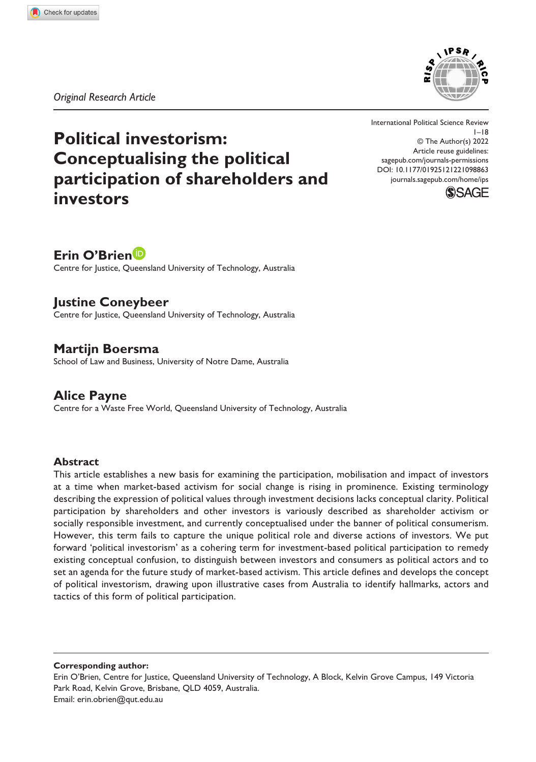*Original Research Article*

# Political investorism: Conceptualising the political participation of shareholders and investors

International Political Science Review
1–18
© The Author(s) 2022
Article reuse guidelines:
sagepub.com/journals-permissions
DOI: 10.1177/01925121221098863
journals.sagepub.com/home/ips

**Erin O'Brien**
Centre for Justice, Queensland University of Technology, Australia

**Justine Coneybeer**
Centre for Justice, Queensland University of Technology, Australia

**Martijn Boersma**
School of Law and Business, University of Notre Dame, Australia

**Alice Payne**
Centre for a Waste Free World, Queensland University of Technology, Australia

## Abstract

This article establishes a new basis for examining the participation, mobilisation and impact of investors at a time when market-based activism for social change is rising in prominence. Existing terminology describing the expression of political values through investment decisions lacks conceptual clarity. Political participation by shareholders and other investors is variously described as shareholder activism or socially responsible investment, and currently conceptualised under the banner of political consumerism. However, this term fails to capture the unique political role and diverse actions of investors. We put forward 'political investorism' as a cohering term for investment-based political participation to remedy existing conceptual confusion, to distinguish between investors and consumers as political actors and to set an agenda for the future study of market-based activism. This article defines and develops the concept of political investorism, drawing upon illustrative cases from Australia to identify hallmarks, actors and tactics of this form of political participation.

**Corresponding author:**
Erin O'Brien, Centre for Justice, Queensland University of Technology, A Block, Kelvin Grove Campus, 149 Victoria Park Road, Kelvin Grove, Brisbane, QLD 4059, Australia.
Email: erin.obrien@qut.edu.au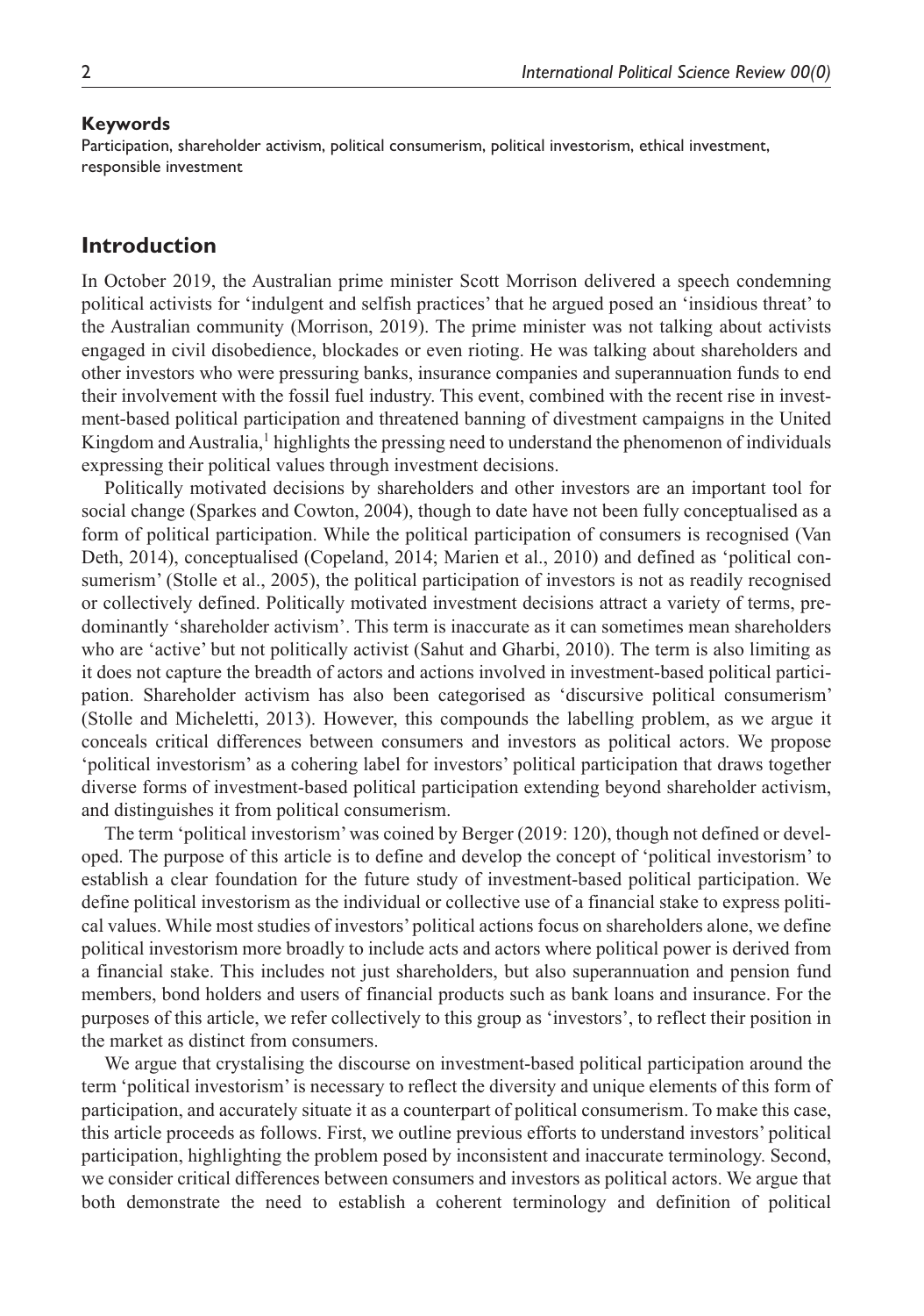**Keywords**

Participation, shareholder activism, political consumerism, political investorism, ethical investment, responsible investment

## Introduction

In October 2019, the Australian prime minister Scott Morrison delivered a speech condemning political activists for 'indulgent and selfish practices' that he argued posed an 'insidious threat' to the Australian community (Morrison, 2019). The prime minister was not talking about activists engaged in civil disobedience, blockades or even rioting. He was talking about shareholders and other investors who were pressuring banks, insurance companies and superannuation funds to end their involvement with the fossil fuel industry. This event, combined with the recent rise in investment-based political participation and threatened banning of divestment campaigns in the United Kingdom and Australia,[1] highlights the pressing need to understand the phenomenon of individuals expressing their political values through investment decisions.

Politically motivated decisions by shareholders and other investors are an important tool for social change (Sparkes and Cowton, 2004), though to date have not been fully conceptualised as a form of political participation. While the political participation of consumers is recognised (Van Deth, 2014), conceptualised (Copeland, 2014; Marien et al., 2010) and defined as 'political consumerism' (Stolle et al., 2005), the political participation of investors is not as readily recognised or collectively defined. Politically motivated investment decisions attract a variety of terms, predominantly 'shareholder activism'. This term is inaccurate as it can sometimes mean shareholders who are 'active' but not politically activist (Sahut and Gharbi, 2010). The term is also limiting as it does not capture the breadth of actors and actions involved in investment-based political participation. Shareholder activism has also been categorised as 'discursive political consumerism' (Stolle and Micheletti, 2013). However, this compounds the labelling problem, as we argue it conceals critical differences between consumers and investors as political actors. We propose 'political investorism' as a cohering label for investors' political participation that draws together diverse forms of investment-based political participation extending beyond shareholder activism, and distinguishes it from political consumerism.

The term 'political investorism' was coined by Berger (2019: 120), though not defined or developed. The purpose of this article is to define and develop the concept of 'political investorism' to establish a clear foundation for the future study of investment-based political participation. We define political investorism as the individual or collective use of a financial stake to express political values. While most studies of investors' political actions focus on shareholders alone, we define political investorism more broadly to include acts and actors where political power is derived from a financial stake. This includes not just shareholders, but also superannuation and pension fund members, bond holders and users of financial products such as bank loans and insurance. For the purposes of this article, we refer collectively to this group as 'investors', to reflect their position in the market as distinct from consumers.

We argue that crystalising the discourse on investment-based political participation around the term 'political investorism' is necessary to reflect the diversity and unique elements of this form of participation, and accurately situate it as a counterpart of political consumerism. To make this case, this article proceeds as follows. First, we outline previous efforts to understand investors' political participation, highlighting the problem posed by inconsistent and inaccurate terminology. Second, we consider critical differences between consumers and investors as political actors. We argue that both demonstrate the need to establish a coherent terminology and definition of political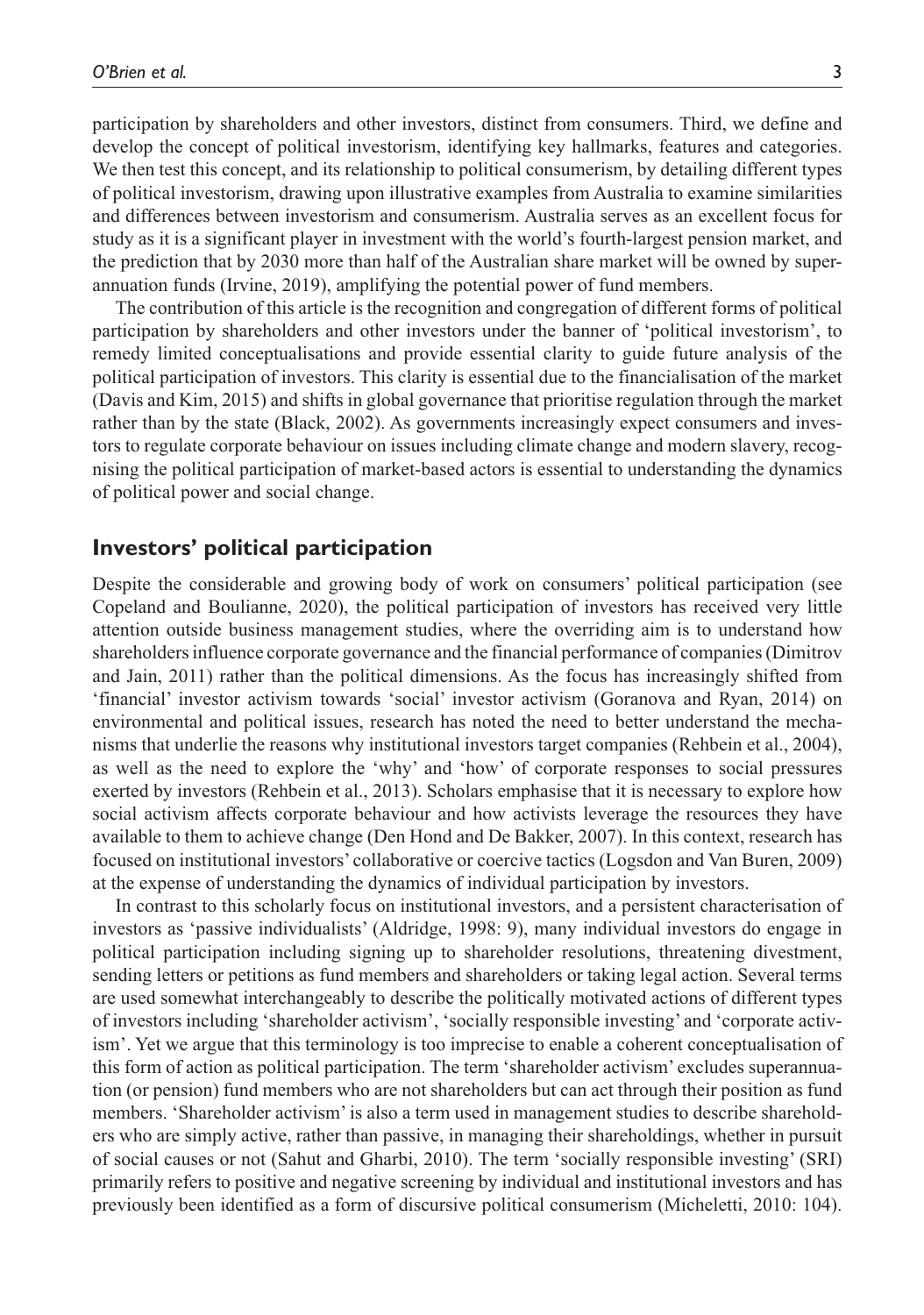participation by shareholders and other investors, distinct from consumers. Third, we define and develop the concept of political investorism, identifying key hallmarks, features and categories. We then test this concept, and its relationship to political consumerism, by detailing different types of political investorism, drawing upon illustrative examples from Australia to examine similarities and differences between investorism and consumerism. Australia serves as an excellent focus for study as it is a significant player in investment with the world's fourth-largest pension market, and the prediction that by 2030 more than half of the Australian share market will be owned by superannuation funds (Irvine, 2019), amplifying the potential power of fund members.

The contribution of this article is the recognition and congregation of different forms of political participation by shareholders and other investors under the banner of 'political investorism', to remedy limited conceptualisations and provide essential clarity to guide future analysis of the political participation of investors. This clarity is essential due to the financialisation of the market (Davis and Kim, 2015) and shifts in global governance that prioritise regulation through the market rather than by the state (Black, 2002). As governments increasingly expect consumers and investors to regulate corporate behaviour on issues including climate change and modern slavery, recognising the political participation of market-based actors is essential to understanding the dynamics of political power and social change.

## Investors' political participation

Despite the considerable and growing body of work on consumers' political participation (see Copeland and Boulianne, 2020), the political participation of investors has received very little attention outside business management studies, where the overriding aim is to understand how shareholders influence corporate governance and the financial performance of companies (Dimitrov and Jain, 2011) rather than the political dimensions. As the focus has increasingly shifted from 'financial' investor activism towards 'social' investor activism (Goranova and Ryan, 2014) on environmental and political issues, research has noted the need to better understand the mechanisms that underlie the reasons why institutional investors target companies (Rehbein et al., 2004), as well as the need to explore the 'why' and 'how' of corporate responses to social pressures exerted by investors (Rehbein et al., 2013). Scholars emphasise that it is necessary to explore how social activism affects corporate behaviour and how activists leverage the resources they have available to them to achieve change (Den Hond and De Bakker, 2007). In this context, research has focused on institutional investors' collaborative or coercive tactics (Logsdon and Van Buren, 2009) at the expense of understanding the dynamics of individual participation by investors.

In contrast to this scholarly focus on institutional investors, and a persistent characterisation of investors as 'passive individualists' (Aldridge, 1998: 9), many individual investors do engage in political participation including signing up to shareholder resolutions, threatening divestment, sending letters or petitions as fund members and shareholders or taking legal action. Several terms are used somewhat interchangeably to describe the politically motivated actions of different types of investors including 'shareholder activism', 'socially responsible investing' and 'corporate activism'. Yet we argue that this terminology is too imprecise to enable a coherent conceptualisation of this form of action as political participation. The term 'shareholder activism' excludes superannuation (or pension) fund members who are not shareholders but can act through their position as fund members. 'Shareholder activism' is also a term used in management studies to describe shareholders who are simply active, rather than passive, in managing their shareholdings, whether in pursuit of social causes or not (Sahut and Gharbi, 2010). The term 'socially responsible investing' (SRI) primarily refers to positive and negative screening by individual and institutional investors and has previously been identified as a form of discursive political consumerism (Micheletti, 2010: 104).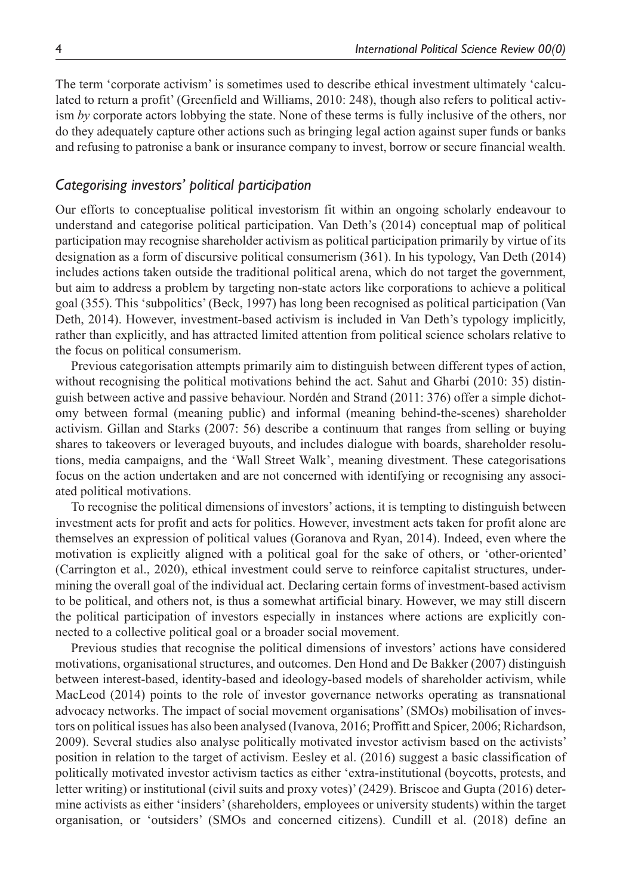The term 'corporate activism' is sometimes used to describe ethical investment ultimately 'calculated to return a profit' (Greenfield and Williams, 2010: 248), though also refers to political activism *by* corporate actors lobbying the state. None of these terms is fully inclusive of the others, nor do they adequately capture other actions such as bringing legal action against super funds or banks and refusing to patronise a bank or insurance company to invest, borrow or secure financial wealth.

## *Categorising investors' political participation*

Our efforts to conceptualise political investorism fit within an ongoing scholarly endeavour to understand and categorise political participation. Van Deth's (2014) conceptual map of political participation may recognise shareholder activism as political participation primarily by virtue of its designation as a form of discursive political consumerism (361). In his typology, Van Deth (2014) includes actions taken outside the traditional political arena, which do not target the government, but aim to address a problem by targeting non-state actors like corporations to achieve a political goal (355). This 'subpolitics' (Beck, 1997) has long been recognised as political participation (Van Deth, 2014). However, investment-based activism is included in Van Deth's typology implicitly, rather than explicitly, and has attracted limited attention from political science scholars relative to the focus on political consumerism.

Previous categorisation attempts primarily aim to distinguish between different types of action, without recognising the political motivations behind the act. Sahut and Gharbi (2010: 35) distinguish between active and passive behaviour. Nordén and Strand (2011: 376) offer a simple dichotomy between formal (meaning public) and informal (meaning behind-the-scenes) shareholder activism. Gillan and Starks (2007: 56) describe a continuum that ranges from selling or buying shares to takeovers or leveraged buyouts, and includes dialogue with boards, shareholder resolutions, media campaigns, and the 'Wall Street Walk', meaning divestment. These categorisations focus on the action undertaken and are not concerned with identifying or recognising any associated political motivations.

To recognise the political dimensions of investors' actions, it is tempting to distinguish between investment acts for profit and acts for politics. However, investment acts taken for profit alone are themselves an expression of political values (Goranova and Ryan, 2014). Indeed, even where the motivation is explicitly aligned with a political goal for the sake of others, or 'other-oriented' (Carrington et al., 2020), ethical investment could serve to reinforce capitalist structures, undermining the overall goal of the individual act. Declaring certain forms of investment-based activism to be political, and others not, is thus a somewhat artificial binary. However, we may still discern the political participation of investors especially in instances where actions are explicitly connected to a collective political goal or a broader social movement.

Previous studies that recognise the political dimensions of investors' actions have considered motivations, organisational structures, and outcomes. Den Hond and De Bakker (2007) distinguish between interest-based, identity-based and ideology-based models of shareholder activism, while MacLeod (2014) points to the role of investor governance networks operating as transnational advocacy networks. The impact of social movement organisations' (SMOs) mobilisation of investors on political issues has also been analysed (Ivanova, 2016; Proffitt and Spicer, 2006; Richardson, 2009). Several studies also analyse politically motivated investor activism based on the activists' position in relation to the target of activism. Eesley et al. (2016) suggest a basic classification of politically motivated investor activism tactics as either 'extra-institutional (boycotts, protests, and letter writing) or institutional (civil suits and proxy votes)' (2429). Briscoe and Gupta (2016) determine activists as either 'insiders' (shareholders, employees or university students) within the target organisation, or 'outsiders' (SMOs and concerned citizens). Cundill et al. (2018) define an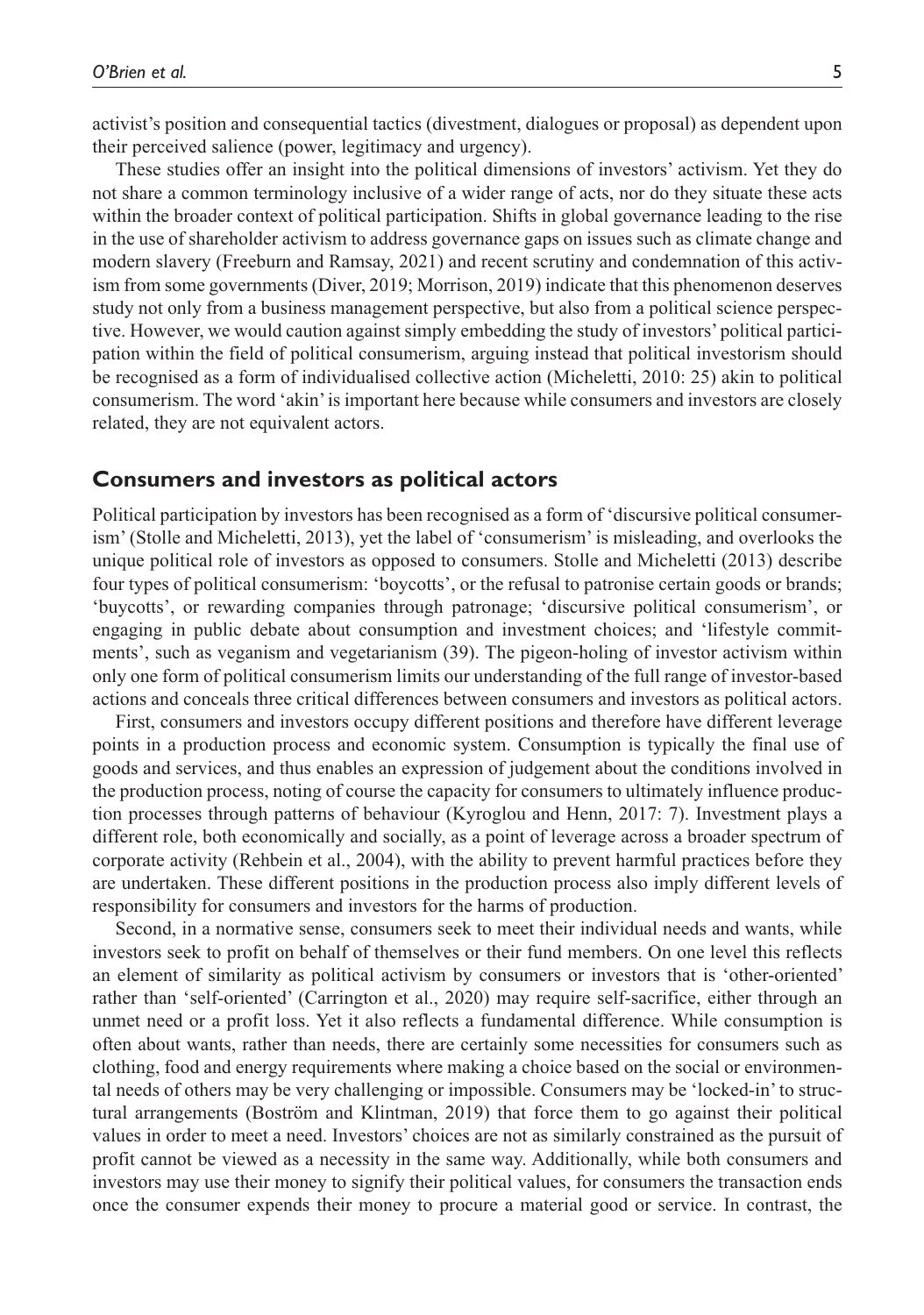activist's position and consequential tactics (divestment, dialogues or proposal) as dependent upon their perceived salience (power, legitimacy and urgency).

These studies offer an insight into the political dimensions of investors' activism. Yet they do not share a common terminology inclusive of a wider range of acts, nor do they situate these acts within the broader context of political participation. Shifts in global governance leading to the rise in the use of shareholder activism to address governance gaps on issues such as climate change and modern slavery (Freeburn and Ramsay, 2021) and recent scrutiny and condemnation of this activism from some governments (Diver, 2019; Morrison, 2019) indicate that this phenomenon deserves study not only from a business management perspective, but also from a political science perspective. However, we would caution against simply embedding the study of investors' political participation within the field of political consumerism, arguing instead that political investorism should be recognised as a form of individualised collective action (Micheletti, 2010: 25) akin to political consumerism. The word 'akin' is important here because while consumers and investors are closely related, they are not equivalent actors.

## Consumers and investors as political actors

Political participation by investors has been recognised as a form of 'discursive political consumerism' (Stolle and Micheletti, 2013), yet the label of 'consumerism' is misleading, and overlooks the unique political role of investors as opposed to consumers. Stolle and Micheletti (2013) describe four types of political consumerism: 'boycotts', or the refusal to patronise certain goods or brands; 'buycotts', or rewarding companies through patronage; 'discursive political consumerism', or engaging in public debate about consumption and investment choices; and 'lifestyle commitments', such as veganism and vegetarianism (39). The pigeon-holing of investor activism within only one form of political consumerism limits our understanding of the full range of investor-based actions and conceals three critical differences between consumers and investors as political actors.

First, consumers and investors occupy different positions and therefore have different leverage points in a production process and economic system. Consumption is typically the final use of goods and services, and thus enables an expression of judgement about the conditions involved in the production process, noting of course the capacity for consumers to ultimately influence production processes through patterns of behaviour (Kyroglou and Henn, 2017: 7). Investment plays a different role, both economically and socially, as a point of leverage across a broader spectrum of corporate activity (Rehbein et al., 2004), with the ability to prevent harmful practices before they are undertaken. These different positions in the production process also imply different levels of responsibility for consumers and investors for the harms of production.

Second, in a normative sense, consumers seek to meet their individual needs and wants, while investors seek to profit on behalf of themselves or their fund members. On one level this reflects an element of similarity as political activism by consumers or investors that is 'other-oriented' rather than 'self-oriented' (Carrington et al., 2020) may require self-sacrifice, either through an unmet need or a profit loss. Yet it also reflects a fundamental difference. While consumption is often about wants, rather than needs, there are certainly some necessities for consumers such as clothing, food and energy requirements where making a choice based on the social or environmental needs of others may be very challenging or impossible. Consumers may be 'locked-in' to structural arrangements (Boström and Klintman, 2019) that force them to go against their political values in order to meet a need. Investors' choices are not as similarly constrained as the pursuit of profit cannot be viewed as a necessity in the same way. Additionally, while both consumers and investors may use their money to signify their political values, for consumers the transaction ends once the consumer expends their money to procure a material good or service. In contrast, the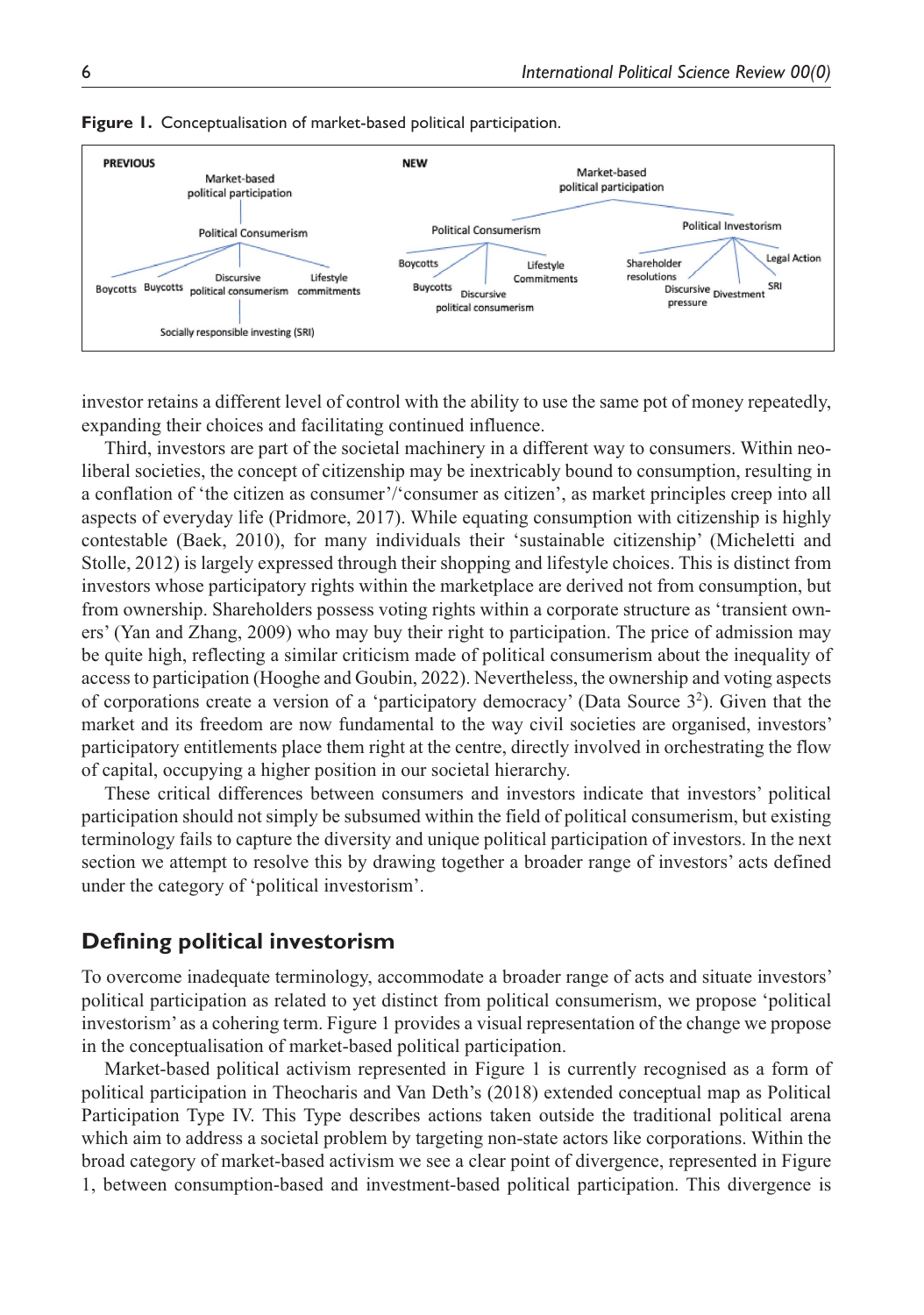**Figure 1.** Conceptualisation of market-based political participation.

investor retains a different level of control with the ability to use the same pot of money repeatedly, expanding their choices and facilitating continued influence.

Third, investors are part of the societal machinery in a different way to consumers. Within neoliberal societies, the concept of citizenship may be inextricably bound to consumption, resulting in a conflation of 'the citizen as consumer'/'consumer as citizen', as market principles creep into all aspects of everyday life (Pridmore, 2017). While equating consumption with citizenship is highly contestable (Baek, 2010), for many individuals their 'sustainable citizenship' (Micheletti and Stolle, 2012) is largely expressed through their shopping and lifestyle choices. This is distinct from investors whose participatory rights within the marketplace are derived not from consumption, but from ownership. Shareholders possess voting rights within a corporate structure as 'transient owners' (Yan and Zhang, 2009) who may buy their right to participation. The price of admission may be quite high, reflecting a similar criticism made of political consumerism about the inequality of access to participation (Hooghe and Goubin, 2022). Nevertheless, the ownership and voting aspects of corporations create a version of a 'participatory democracy' (Data Source 3[2]). Given that the market and its freedom are now fundamental to the way civil societies are organised, investors' participatory entitlements place them right at the centre, directly involved in orchestrating the flow of capital, occupying a higher position in our societal hierarchy.

These critical differences between consumers and investors indicate that investors' political participation should not simply be subsumed within the field of political consumerism, but existing terminology fails to capture the diversity and unique political participation of investors. In the next section we attempt to resolve this by drawing together a broader range of investors' acts defined under the category of 'political investorism'.

## Defining political investorism

To overcome inadequate terminology, accommodate a broader range of acts and situate investors' political participation as related to yet distinct from political consumerism, we propose 'political investorism' as a cohering term. Figure 1 provides a visual representation of the change we propose in the conceptualisation of market-based political participation.

Market-based political activism represented in Figure 1 is currently recognised as a form of political participation in Theocharis and Van Deth's (2018) extended conceptual map as Political Participation Type IV. This Type describes actions taken outside the traditional political arena which aim to address a societal problem by targeting non-state actors like corporations. Within the broad category of market-based activism we see a clear point of divergence, represented in Figure 1, between consumption-based and investment-based political participation. This divergence is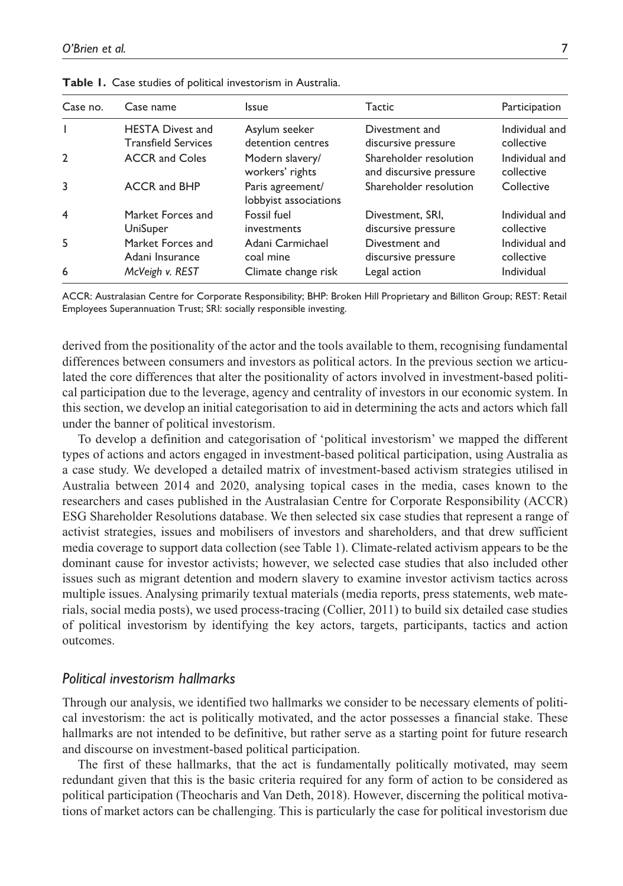**Table 1.** Case studies of political investorism in Australia.

| Case no. | Case name | Issue | Tactic | Participation |
|---|---|---|---|---|
| 1 | HESTA Divest and Transfield Services | Asylum seeker detention centres | Divestment and discursive pressure | Individual and collective |
| 2 | ACCR and Coles | Modern slavery/ workers' rights | Shareholder resolution and discursive pressure | Individual and collective |
| 3 | ACCR and BHP | Paris agreement/ lobbyist associations | Shareholder resolution | Collective |
| 4 | Market Forces and UniSuper | Fossil fuel investments | Divestment, SRI, discursive pressure | Individual and collective |
| 5 | Market Forces and Adani Insurance | Adani Carmichael coal mine | Divestment and discursive pressure | Individual and collective |
| 6 | *McVeigh v. REST* | Climate change risk | Legal action | Individual |

ACCR: Australasian Centre for Corporate Responsibility; BHP: Broken Hill Proprietary and Billiton Group; REST: Retail Employees Superannuation Trust; SRI: socially responsible investing.

derived from the positionality of the actor and the tools available to them, recognising fundamental differences between consumers and investors as political actors. In the previous section we articulated the core differences that alter the positionality of actors involved in investment-based political participation due to the leverage, agency and centrality of investors in our economic system. In this section, we develop an initial categorisation to aid in determining the acts and actors which fall under the banner of political investorism.

To develop a definition and categorisation of 'political investorism' we mapped the different types of actions and actors engaged in investment-based political participation, using Australia as a case study. We developed a detailed matrix of investment-based activism strategies utilised in Australia between 2014 and 2020, analysing topical cases in the media, cases known to the researchers and cases published in the Australasian Centre for Corporate Responsibility (ACCR) ESG Shareholder Resolutions database. We then selected six case studies that represent a range of activist strategies, issues and mobilisers of investors and shareholders, and that drew sufficient media coverage to support data collection (see Table 1). Climate-related activism appears to be the dominant cause for investor activists; however, we selected case studies that also included other issues such as migrant detention and modern slavery to examine investor activism tactics across multiple issues. Analysing primarily textual materials (media reports, press statements, web materials, social media posts), we used process-tracing (Collier, 2011) to build six detailed case studies of political investorism by identifying the key actors, targets, participants, tactics and action outcomes.

### *Political investorism hallmarks*

Through our analysis, we identified two hallmarks we consider to be necessary elements of political investorism: the act is politically motivated, and the actor possesses a financial stake. These hallmarks are not intended to be definitive, but rather serve as a starting point for future research and discourse on investment-based political participation.

The first of these hallmarks, that the act is fundamentally politically motivated, may seem redundant given that this is the basic criteria required for any form of action to be considered as political participation (Theocharis and Van Deth, 2018). However, discerning the political motivations of market actors can be challenging. This is particularly the case for political investorism due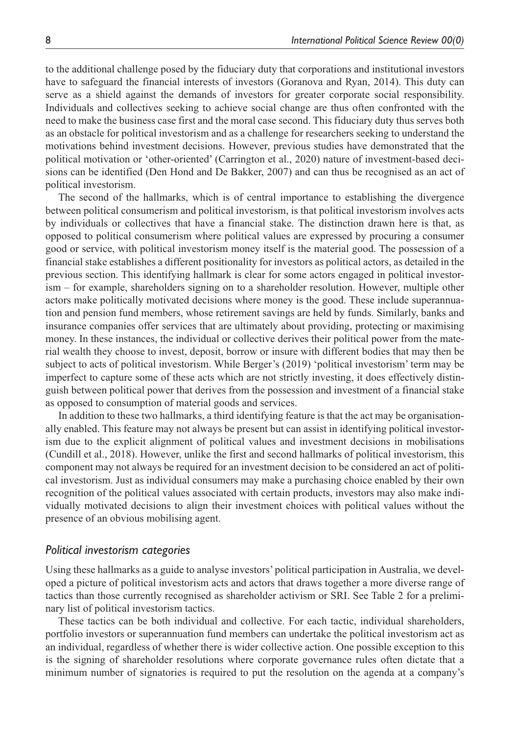to the additional challenge posed by the fiduciary duty that corporations and institutional investors have to safeguard the financial interests of investors (Goranova and Ryan, 2014). This duty can serve as a shield against the demands of investors for greater corporate social responsibility. Individuals and collectives seeking to achieve social change are thus often confronted with the need to make the business case first and the moral case second. This fiduciary duty thus serves both as an obstacle for political investorism and as a challenge for researchers seeking to understand the motivations behind investment decisions. However, previous studies have demonstrated that the political motivation or 'other-oriented' (Carrington et al., 2020) nature of investment-based decisions can be identified (Den Hond and De Bakker, 2007) and can thus be recognised as an act of political investorism.

The second of the hallmarks, which is of central importance to establishing the divergence between political consumerism and political investorism, is that political investorism involves acts by individuals or collectives that have a financial stake. The distinction drawn here is that, as opposed to political consumerism where political values are expressed by procuring a consumer good or service, with political investorism money itself is the material good. The possession of a financial stake establishes a different positionality for investors as political actors, as detailed in the previous section. This identifying hallmark is clear for some actors engaged in political investorism – for example, shareholders signing on to a shareholder resolution. However, multiple other actors make politically motivated decisions where money is the good. These include superannuation and pension fund members, whose retirement savings are held by funds. Similarly, banks and insurance companies offer services that are ultimately about providing, protecting or maximising money. In these instances, the individual or collective derives their political power from the material wealth they choose to invest, deposit, borrow or insure with different bodies that may then be subject to acts of political investorism. While Berger's (2019) 'political investorism' term may be imperfect to capture some of these acts which are not strictly investing, it does effectively distinguish between political power that derives from the possession and investment of a financial stake as opposed to consumption of material goods and services.

In addition to these two hallmarks, a third identifying feature is that the act may be organisationally enabled. This feature may not always be present but can assist in identifying political investorism due to the explicit alignment of political values and investment decisions in mobilisations (Cundill et al., 2018). However, unlike the first and second hallmarks of political investorism, this component may not always be required for an investment decision to be considered an act of political investorism. Just as individual consumers may make a purchasing choice enabled by their own recognition of the political values associated with certain products, investors may also make individually motivated decisions to align their investment choices with political values without the presence of an obvious mobilising agent.

### *Political investorism categories*

Using these hallmarks as a guide to analyse investors' political participation in Australia, we developed a picture of political investorism acts and actors that draws together a more diverse range of tactics than those currently recognised as shareholder activism or SRI. See Table 2 for a preliminary list of political investorism tactics.

These tactics can be both individual and collective. For each tactic, individual shareholders, portfolio investors or superannuation fund members can undertake the political investorism act as an individual, regardless of whether there is wider collective action. One possible exception to this is the signing of shareholder resolutions where corporate governance rules often dictate that a minimum number of signatories is required to put the resolution on the agenda at a company's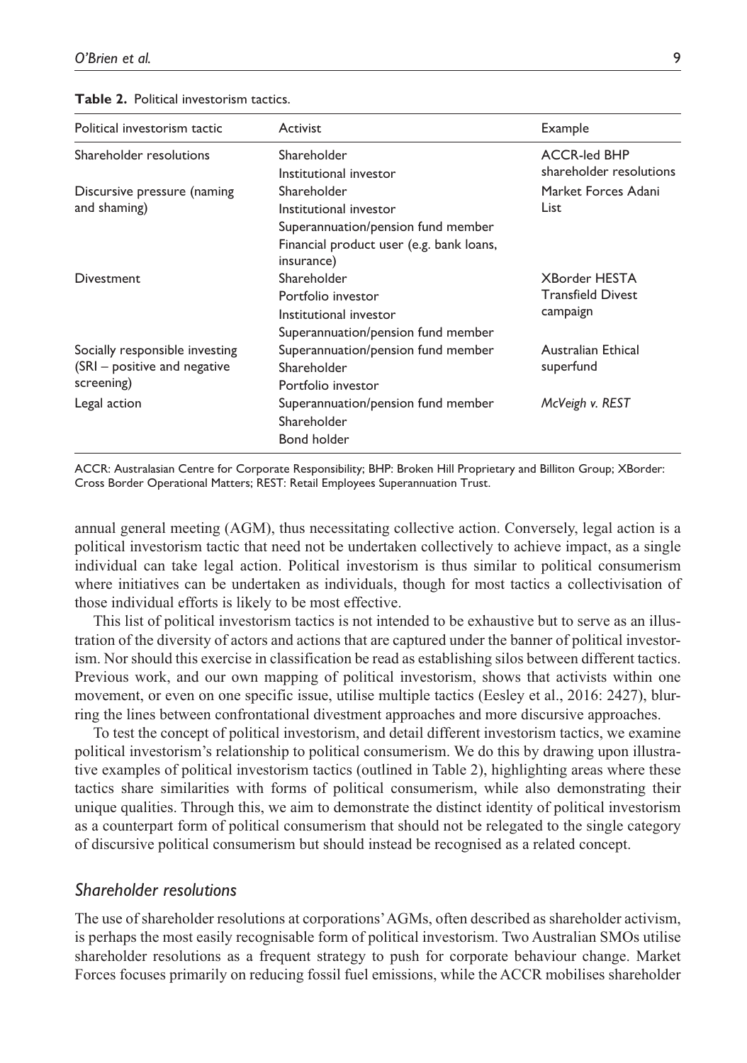**Table 2.** Political investorism tactics.

| Political investorism tactic | Activist | Example |
|---|---|---|
| Shareholder resolutions | Shareholder<br>Institutional investor | ACCR-led BHP shareholder resolutions |
| Discursive pressure (naming and shaming) | Shareholder<br>Institutional investor<br>Superannuation/pension fund member<br>Financial product user (e.g. bank loans, insurance) | Market Forces Adani List |
| Divestment | Shareholder<br>Portfolio investor<br>Institutional investor<br>Superannuation/pension fund member | XBorder HESTA Transfield Divest campaign |
| Socially responsible investing (SRI – positive and negative screening) | Superannuation/pension fund member<br>Shareholder<br>Portfolio investor | Australian Ethical superfund |
| Legal action | Superannuation/pension fund member<br>Shareholder<br>Bond holder | *McVeigh v. REST* |

ACCR: Australasian Centre for Corporate Responsibility; BHP: Broken Hill Proprietary and Billiton Group; XBorder: Cross Border Operational Matters; REST: Retail Employees Superannuation Trust.

annual general meeting (AGM), thus necessitating collective action. Conversely, legal action is a political investorism tactic that need not be undertaken collectively to achieve impact, as a single individual can take legal action. Political investorism is thus similar to political consumerism where initiatives can be undertaken as individuals, though for most tactics a collectivisation of those individual efforts is likely to be most effective.

This list of political investorism tactics is not intended to be exhaustive but to serve as an illustration of the diversity of actors and actions that are captured under the banner of political investorism. Nor should this exercise in classification be read as establishing silos between different tactics. Previous work, and our own mapping of political investorism, shows that activists within one movement, or even on one specific issue, utilise multiple tactics (Eesley et al., 2016: 2427), blurring the lines between confrontational divestment approaches and more discursive approaches.

To test the concept of political investorism, and detail different investorism tactics, we examine political investorism's relationship to political consumerism. We do this by drawing upon illustrative examples of political investorism tactics (outlined in Table 2), highlighting areas where these tactics share similarities with forms of political consumerism, while also demonstrating their unique qualities. Through this, we aim to demonstrate the distinct identity of political investorism as a counterpart form of political consumerism that should not be relegated to the single category of discursive political consumerism but should instead be recognised as a related concept.

## *Shareholder resolutions*

The use of shareholder resolutions at corporations' AGMs, often described as shareholder activism, is perhaps the most easily recognisable form of political investorism. Two Australian SMOs utilise shareholder resolutions as a frequent strategy to push for corporate behaviour change. Market Forces focuses primarily on reducing fossil fuel emissions, while the ACCR mobilises shareholder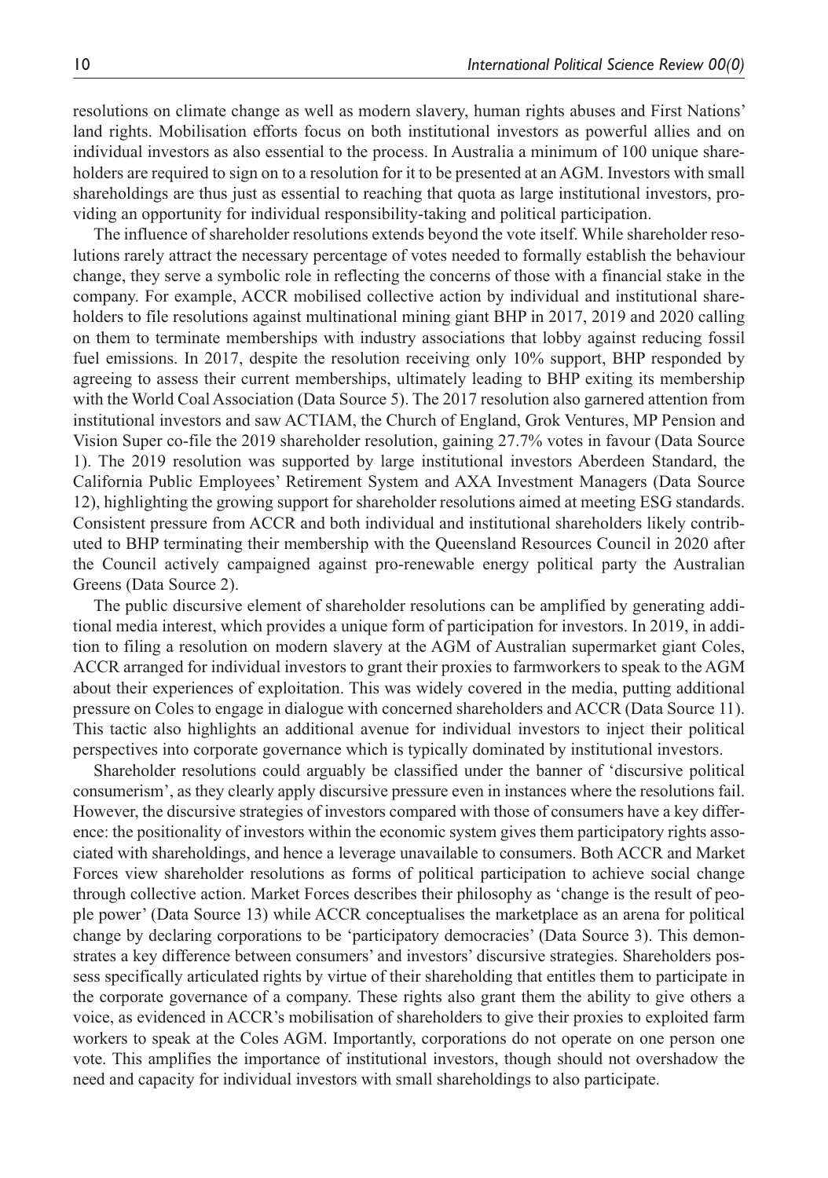resolutions on climate change as well as modern slavery, human rights abuses and First Nations' land rights. Mobilisation efforts focus on both institutional investors as powerful allies and on individual investors as also essential to the process. In Australia a minimum of 100 unique shareholders are required to sign on to a resolution for it to be presented at an AGM. Investors with small shareholdings are thus just as essential to reaching that quota as large institutional investors, providing an opportunity for individual responsibility-taking and political participation.

The influence of shareholder resolutions extends beyond the vote itself. While shareholder resolutions rarely attract the necessary percentage of votes needed to formally establish the behaviour change, they serve a symbolic role in reflecting the concerns of those with a financial stake in the company. For example, ACCR mobilised collective action by individual and institutional shareholders to file resolutions against multinational mining giant BHP in 2017, 2019 and 2020 calling on them to terminate memberships with industry associations that lobby against reducing fossil fuel emissions. In 2017, despite the resolution receiving only 10% support, BHP responded by agreeing to assess their current memberships, ultimately leading to BHP exiting its membership with the World Coal Association (Data Source 5). The 2017 resolution also garnered attention from institutional investors and saw ACTIAM, the Church of England, Grok Ventures, MP Pension and Vision Super co-file the 2019 shareholder resolution, gaining 27.7% votes in favour (Data Source 1). The 2019 resolution was supported by large institutional investors Aberdeen Standard, the California Public Employees' Retirement System and AXA Investment Managers (Data Source 12), highlighting the growing support for shareholder resolutions aimed at meeting ESG standards. Consistent pressure from ACCR and both individual and institutional shareholders likely contributed to BHP terminating their membership with the Queensland Resources Council in 2020 after the Council actively campaigned against pro-renewable energy political party the Australian Greens (Data Source 2).

The public discursive element of shareholder resolutions can be amplified by generating additional media interest, which provides a unique form of participation for investors. In 2019, in addition to filing a resolution on modern slavery at the AGM of Australian supermarket giant Coles, ACCR arranged for individual investors to grant their proxies to farmworkers to speak to the AGM about their experiences of exploitation. This was widely covered in the media, putting additional pressure on Coles to engage in dialogue with concerned shareholders and ACCR (Data Source 11). This tactic also highlights an additional avenue for individual investors to inject their political perspectives into corporate governance which is typically dominated by institutional investors.

Shareholder resolutions could arguably be classified under the banner of 'discursive political consumerism', as they clearly apply discursive pressure even in instances where the resolutions fail. However, the discursive strategies of investors compared with those of consumers have a key difference: the positionality of investors within the economic system gives them participatory rights associated with shareholdings, and hence a leverage unavailable to consumers. Both ACCR and Market Forces view shareholder resolutions as forms of political participation to achieve social change through collective action. Market Forces describes their philosophy as 'change is the result of people power' (Data Source 13) while ACCR conceptualises the marketplace as an arena for political change by declaring corporations to be 'participatory democracies' (Data Source 3). This demonstrates a key difference between consumers' and investors' discursive strategies. Shareholders possess specifically articulated rights by virtue of their shareholding that entitles them to participate in the corporate governance of a company. These rights also grant them the ability to give others a voice, as evidenced in ACCR's mobilisation of shareholders to give their proxies to exploited farm workers to speak at the Coles AGM. Importantly, corporations do not operate on one person one vote. This amplifies the importance of institutional investors, though should not overshadow the need and capacity for individual investors with small shareholdings to also participate.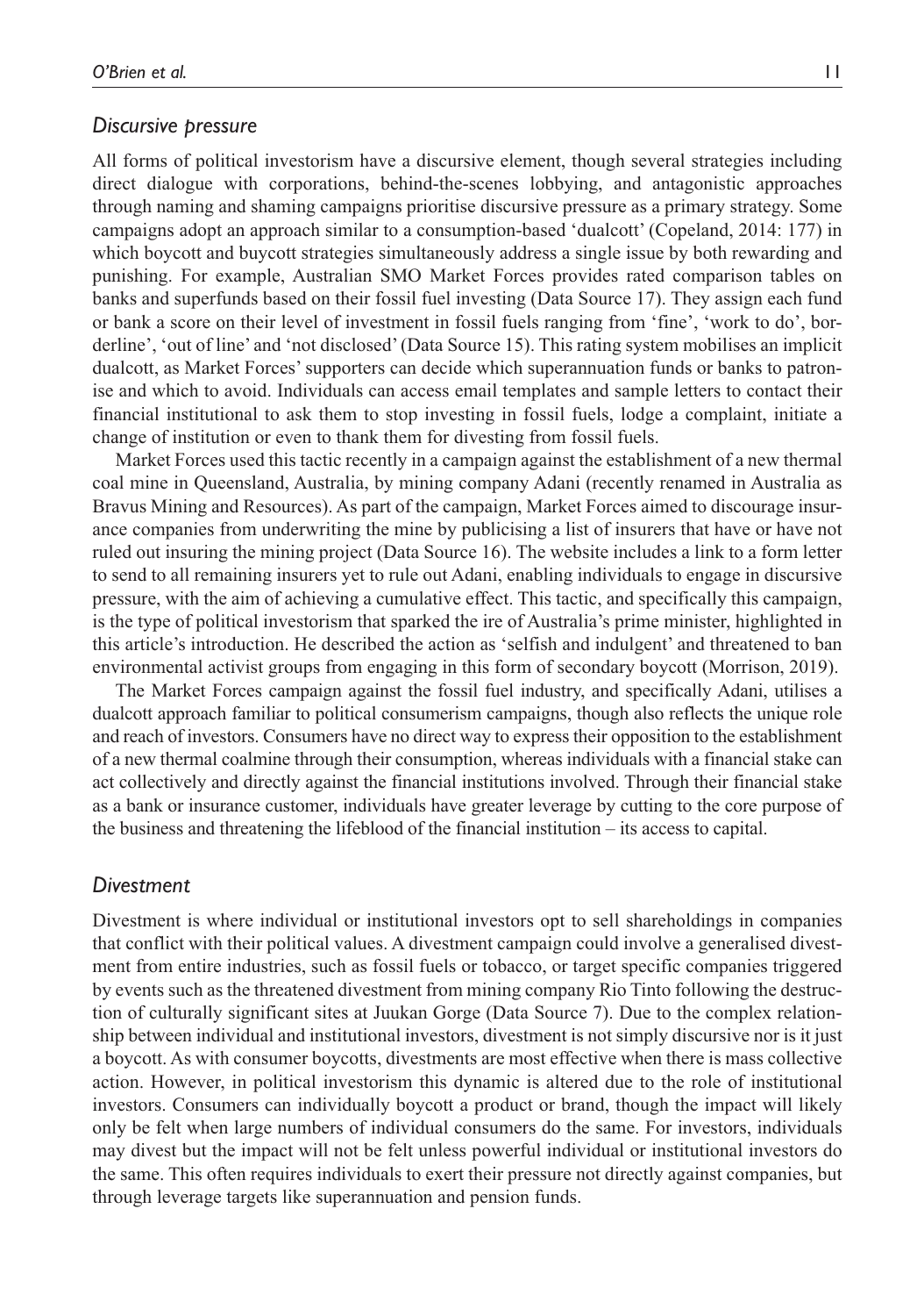### *Discursive pressure*

All forms of political investorism have a discursive element, though several strategies including direct dialogue with corporations, behind-the-scenes lobbying, and antagonistic approaches through naming and shaming campaigns prioritise discursive pressure as a primary strategy. Some campaigns adopt an approach similar to a consumption-based 'dualcott' (Copeland, 2014: 177) in which boycott and buycott strategies simultaneously address a single issue by both rewarding and punishing. For example, Australian SMO Market Forces provides rated comparison tables on banks and superfunds based on their fossil fuel investing (Data Source 17). They assign each fund or bank a score on their level of investment in fossil fuels ranging from 'fine', 'work to do', borderline', 'out of line' and 'not disclosed' (Data Source 15). This rating system mobilises an implicit dualcott, as Market Forces' supporters can decide which superannuation funds or banks to patronise and which to avoid. Individuals can access email templates and sample letters to contact their financial institutional to ask them to stop investing in fossil fuels, lodge a complaint, initiate a change of institution or even to thank them for divesting from fossil fuels.

Market Forces used this tactic recently in a campaign against the establishment of a new thermal coal mine in Queensland, Australia, by mining company Adani (recently renamed in Australia as Bravus Mining and Resources). As part of the campaign, Market Forces aimed to discourage insurance companies from underwriting the mine by publicising a list of insurers that have or have not ruled out insuring the mining project (Data Source 16). The website includes a link to a form letter to send to all remaining insurers yet to rule out Adani, enabling individuals to engage in discursive pressure, with the aim of achieving a cumulative effect. This tactic, and specifically this campaign, is the type of political investorism that sparked the ire of Australia's prime minister, highlighted in this article's introduction. He described the action as 'selfish and indulgent' and threatened to ban environmental activist groups from engaging in this form of secondary boycott (Morrison, 2019).

The Market Forces campaign against the fossil fuel industry, and specifically Adani, utilises a dualcott approach familiar to political consumerism campaigns, though also reflects the unique role and reach of investors. Consumers have no direct way to express their opposition to the establishment of a new thermal coalmine through their consumption, whereas individuals with a financial stake can act collectively and directly against the financial institutions involved. Through their financial stake as a bank or insurance customer, individuals have greater leverage by cutting to the core purpose of the business and threatening the lifeblood of the financial institution – its access to capital.

### *Divestment*

Divestment is where individual or institutional investors opt to sell shareholdings in companies that conflict with their political values. A divestment campaign could involve a generalised divestment from entire industries, such as fossil fuels or tobacco, or target specific companies triggered by events such as the threatened divestment from mining company Rio Tinto following the destruction of culturally significant sites at Juukan Gorge (Data Source 7). Due to the complex relationship between individual and institutional investors, divestment is not simply discursive nor is it just a boycott. As with consumer boycotts, divestments are most effective when there is mass collective action. However, in political investorism this dynamic is altered due to the role of institutional investors. Consumers can individually boycott a product or brand, though the impact will likely only be felt when large numbers of individual consumers do the same. For investors, individuals may divest but the impact will not be felt unless powerful individual or institutional investors do the same. This often requires individuals to exert their pressure not directly against companies, but through leverage targets like superannuation and pension funds.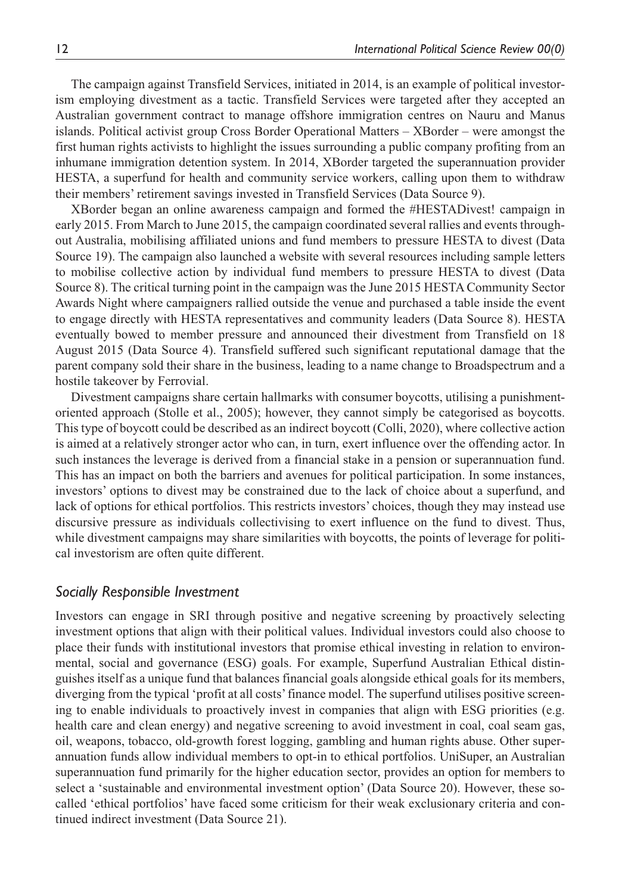The campaign against Transfield Services, initiated in 2014, is an example of political investorism employing divestment as a tactic. Transfield Services were targeted after they accepted an Australian government contract to manage offshore immigration centres on Nauru and Manus islands. Political activist group Cross Border Operational Matters – XBorder – were amongst the first human rights activists to highlight the issues surrounding a public company profiting from an inhumane immigration detention system. In 2014, XBorder targeted the superannuation provider HESTA, a superfund for health and community service workers, calling upon them to withdraw their members' retirement savings invested in Transfield Services (Data Source 9).

XBorder began an online awareness campaign and formed the #HESTADivest! campaign in early 2015. From March to June 2015, the campaign coordinated several rallies and events throughout Australia, mobilising affiliated unions and fund members to pressure HESTA to divest (Data Source 19). The campaign also launched a website with several resources including sample letters to mobilise collective action by individual fund members to pressure HESTA to divest (Data Source 8). The critical turning point in the campaign was the June 2015 HESTA Community Sector Awards Night where campaigners rallied outside the venue and purchased a table inside the event to engage directly with HESTA representatives and community leaders (Data Source 8). HESTA eventually bowed to member pressure and announced their divestment from Transfield on 18 August 2015 (Data Source 4). Transfield suffered such significant reputational damage that the parent company sold their share in the business, leading to a name change to Broadspectrum and a hostile takeover by Ferrovial.

Divestment campaigns share certain hallmarks with consumer boycotts, utilising a punishment-oriented approach (Stolle et al., 2005); however, they cannot simply be categorised as boycotts. This type of boycott could be described as an indirect boycott (Colli, 2020), where collective action is aimed at a relatively stronger actor who can, in turn, exert influence over the offending actor. In such instances the leverage is derived from a financial stake in a pension or superannuation fund. This has an impact on both the barriers and avenues for political participation. In some instances, investors' options to divest may be constrained due to the lack of choice about a superfund, and lack of options for ethical portfolios. This restricts investors' choices, though they may instead use discursive pressure as individuals collectivising to exert influence on the fund to divest. Thus, while divestment campaigns may share similarities with boycotts, the points of leverage for political investorism are often quite different.

### *Socially Responsible Investment*

Investors can engage in SRI through positive and negative screening by proactively selecting investment options that align with their political values. Individual investors could also choose to place their funds with institutional investors that promise ethical investing in relation to environmental, social and governance (ESG) goals. For example, Superfund Australian Ethical distinguishes itself as a unique fund that balances financial goals alongside ethical goals for its members, diverging from the typical 'profit at all costs' finance model. The superfund utilises positive screening to enable individuals to proactively invest in companies that align with ESG priorities (e.g. health care and clean energy) and negative screening to avoid investment in coal, coal seam gas, oil, weapons, tobacco, old-growth forest logging, gambling and human rights abuse. Other superannuation funds allow individual members to opt-in to ethical portfolios. UniSuper, an Australian superannuation fund primarily for the higher education sector, provides an option for members to select a 'sustainable and environmental investment option' (Data Source 20). However, these so-called 'ethical portfolios' have faced some criticism for their weak exclusionary criteria and continued indirect investment (Data Source 21).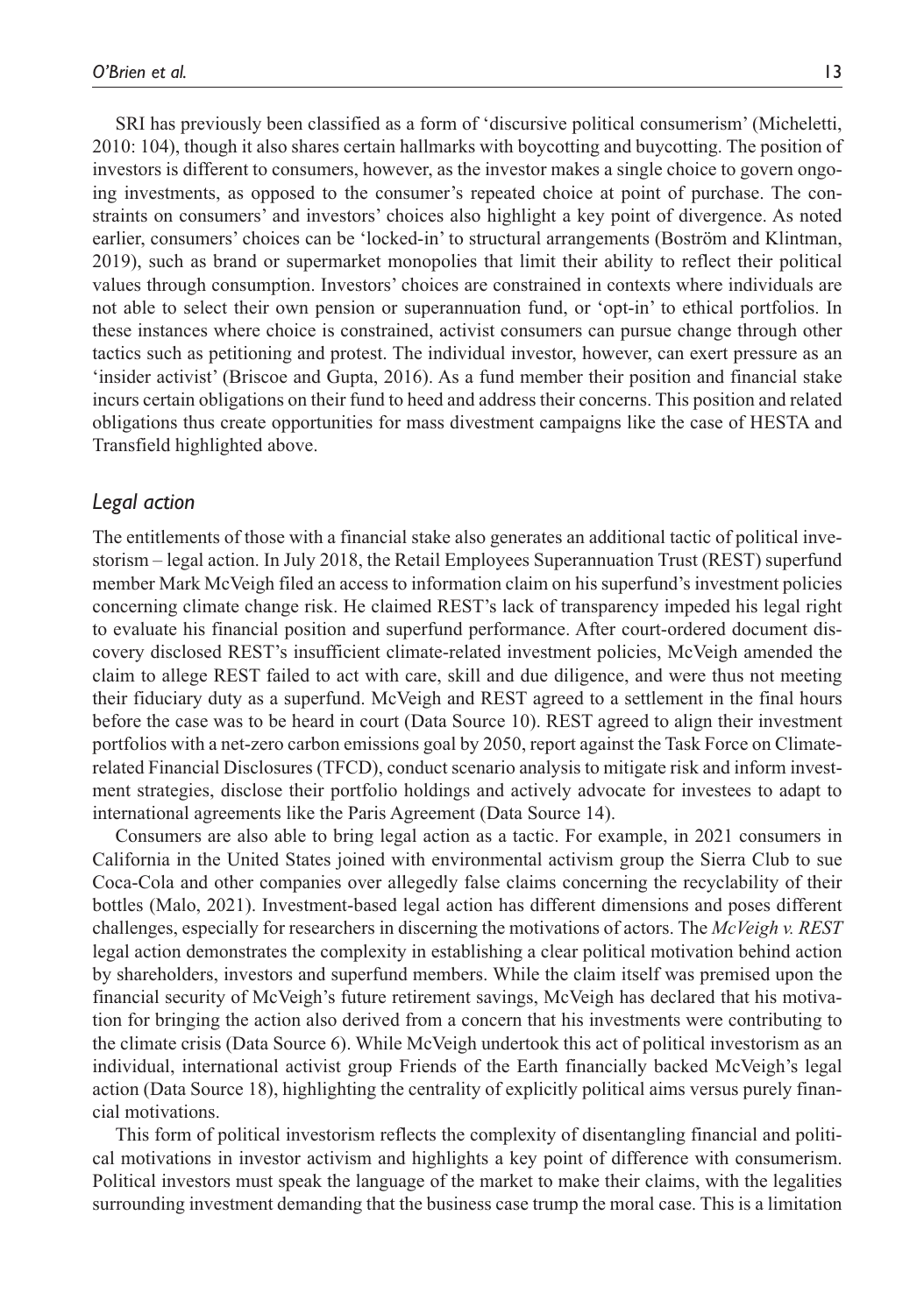SRI has previously been classified as a form of 'discursive political consumerism' (Micheletti, 2010: 104), though it also shares certain hallmarks with boycotting and buycotting. The position of investors is different to consumers, however, as the investor makes a single choice to govern ongoing investments, as opposed to the consumer's repeated choice at point of purchase. The constraints on consumers' and investors' choices also highlight a key point of divergence. As noted earlier, consumers' choices can be 'locked-in' to structural arrangements (Boström and Klintman, 2019), such as brand or supermarket monopolies that limit their ability to reflect their political values through consumption. Investors' choices are constrained in contexts where individuals are not able to select their own pension or superannuation fund, or 'opt-in' to ethical portfolios. In these instances where choice is constrained, activist consumers can pursue change through other tactics such as petitioning and protest. The individual investor, however, can exert pressure as an 'insider activist' (Briscoe and Gupta, 2016). As a fund member their position and financial stake incurs certain obligations on their fund to heed and address their concerns. This position and related obligations thus create opportunities for mass divestment campaigns like the case of HESTA and Transfield highlighted above.

## *Legal action*

The entitlements of those with a financial stake also generates an additional tactic of political investorism – legal action. In July 2018, the Retail Employees Superannuation Trust (REST) superfund member Mark McVeigh filed an access to information claim on his superfund's investment policies concerning climate change risk. He claimed REST's lack of transparency impeded his legal right to evaluate his financial position and superfund performance. After court-ordered document discovery disclosed REST's insufficient climate-related investment policies, McVeigh amended the claim to allege REST failed to act with care, skill and due diligence, and were thus not meeting their fiduciary duty as a superfund. McVeigh and REST agreed to a settlement in the final hours before the case was to be heard in court (Data Source 10). REST agreed to align their investment portfolios with a net-zero carbon emissions goal by 2050, report against the Task Force on Climate-related Financial Disclosures (TFCD), conduct scenario analysis to mitigate risk and inform investment strategies, disclose their portfolio holdings and actively advocate for investees to adapt to international agreements like the Paris Agreement (Data Source 14).

Consumers are also able to bring legal action as a tactic. For example, in 2021 consumers in California in the United States joined with environmental activism group the Sierra Club to sue Coca-Cola and other companies over allegedly false claims concerning the recyclability of their bottles (Malo, 2021). Investment-based legal action has different dimensions and poses different challenges, especially for researchers in discerning the motivations of actors. The *McVeigh v. REST* legal action demonstrates the complexity in establishing a clear political motivation behind action by shareholders, investors and superfund members. While the claim itself was premised upon the financial security of McVeigh's future retirement savings, McVeigh has declared that his motivation for bringing the action also derived from a concern that his investments were contributing to the climate crisis (Data Source 6). While McVeigh undertook this act of political investorism as an individual, international activist group Friends of the Earth financially backed McVeigh's legal action (Data Source 18), highlighting the centrality of explicitly political aims versus purely financial motivations.

This form of political investorism reflects the complexity of disentangling financial and political motivations in investor activism and highlights a key point of difference with consumerism. Political investors must speak the language of the market to make their claims, with the legalities surrounding investment demanding that the business case trump the moral case. This is a limitation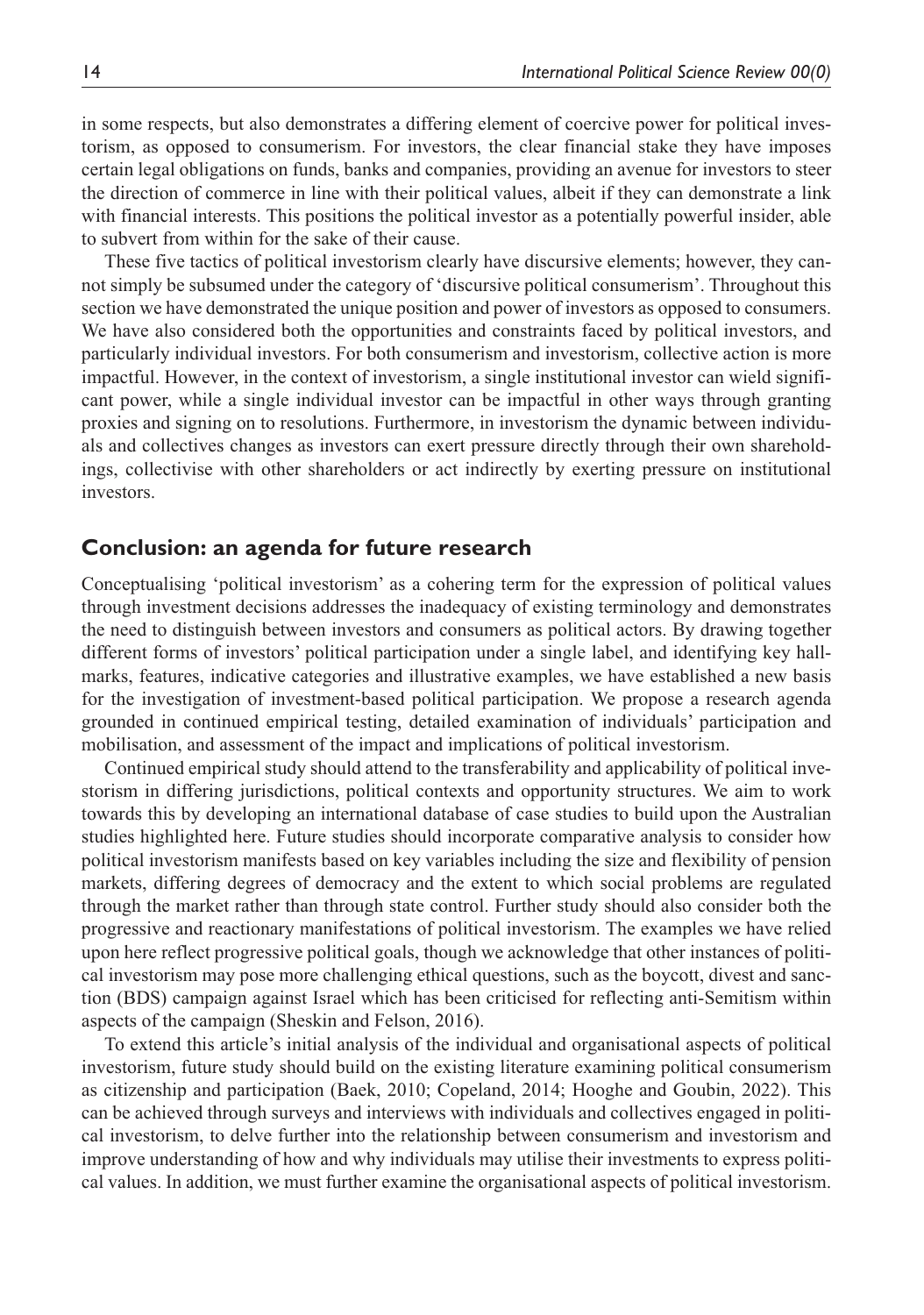in some respects, but also demonstrates a differing element of coercive power for political investorism, as opposed to consumerism. For investors, the clear financial stake they have imposes certain legal obligations on funds, banks and companies, providing an avenue for investors to steer the direction of commerce in line with their political values, albeit if they can demonstrate a link with financial interests. This positions the political investor as a potentially powerful insider, able to subvert from within for the sake of their cause.

These five tactics of political investorism clearly have discursive elements; however, they cannot simply be subsumed under the category of 'discursive political consumerism'. Throughout this section we have demonstrated the unique position and power of investors as opposed to consumers. We have also considered both the opportunities and constraints faced by political investors, and particularly individual investors. For both consumerism and investorism, collective action is more impactful. However, in the context of investorism, a single institutional investor can wield significant power, while a single individual investor can be impactful in other ways through granting proxies and signing on to resolutions. Furthermore, in investorism the dynamic between individuals and collectives changes as investors can exert pressure directly through their own shareholdings, collectivise with other shareholders or act indirectly by exerting pressure on institutional investors.

## Conclusion: an agenda for future research

Conceptualising 'political investorism' as a cohering term for the expression of political values through investment decisions addresses the inadequacy of existing terminology and demonstrates the need to distinguish between investors and consumers as political actors. By drawing together different forms of investors' political participation under a single label, and identifying key hallmarks, features, indicative categories and illustrative examples, we have established a new basis for the investigation of investment-based political participation. We propose a research agenda grounded in continued empirical testing, detailed examination of individuals' participation and mobilisation, and assessment of the impact and implications of political investorism.

Continued empirical study should attend to the transferability and applicability of political investorism in differing jurisdictions, political contexts and opportunity structures. We aim to work towards this by developing an international database of case studies to build upon the Australian studies highlighted here. Future studies should incorporate comparative analysis to consider how political investorism manifests based on key variables including the size and flexibility of pension markets, differing degrees of democracy and the extent to which social problems are regulated through the market rather than through state control. Further study should also consider both the progressive and reactionary manifestations of political investorism. The examples we have relied upon here reflect progressive political goals, though we acknowledge that other instances of political investorism may pose more challenging ethical questions, such as the boycott, divest and sanction (BDS) campaign against Israel which has been criticised for reflecting anti-Semitism within aspects of the campaign (Sheskin and Felson, 2016).

To extend this article's initial analysis of the individual and organisational aspects of political investorism, future study should build on the existing literature examining political consumerism as citizenship and participation (Baek, 2010; Copeland, 2014; Hooghe and Goubin, 2022). This can be achieved through surveys and interviews with individuals and collectives engaged in political investorism, to delve further into the relationship between consumerism and investorism and improve understanding of how and why individuals may utilise their investments to express political values. In addition, we must further examine the organisational aspects of political investorism.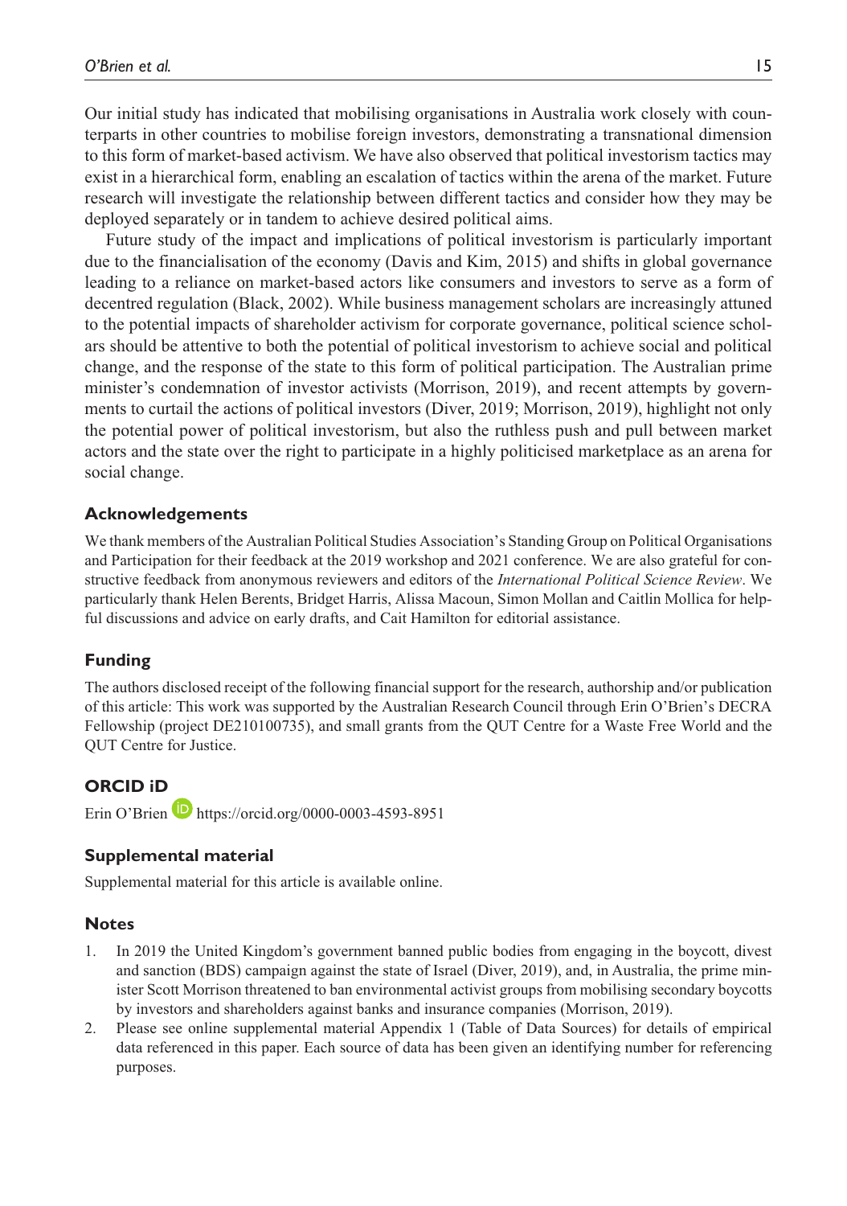Our initial study has indicated that mobilising organisations in Australia work closely with counterparts in other countries to mobilise foreign investors, demonstrating a transnational dimension to this form of market-based activism. We have also observed that political investorism tactics may exist in a hierarchical form, enabling an escalation of tactics within the arena of the market. Future research will investigate the relationship between different tactics and consider how they may be deployed separately or in tandem to achieve desired political aims.

Future study of the impact and implications of political investorism is particularly important due to the financialisation of the economy (Davis and Kim, 2015) and shifts in global governance leading to a reliance on market-based actors like consumers and investors to serve as a form of decentred regulation (Black, 2002). While business management scholars are increasingly attuned to the potential impacts of shareholder activism for corporate governance, political science scholars should be attentive to both the potential of political investorism to achieve social and political change, and the response of the state to this form of political participation. The Australian prime minister's condemnation of investor activists (Morrison, 2019), and recent attempts by governments to curtail the actions of political investors (Diver, 2019; Morrison, 2019), highlight not only the potential power of political investorism, but also the ruthless push and pull between market actors and the state over the right to participate in a highly politicised marketplace as an arena for social change.

## Acknowledgements

We thank members of the Australian Political Studies Association's Standing Group on Political Organisations and Participation for their feedback at the 2019 workshop and 2021 conference. We are also grateful for constructive feedback from anonymous reviewers and editors of the *International Political Science Review*. We particularly thank Helen Berents, Bridget Harris, Alissa Macoun, Simon Mollan and Caitlin Mollica for helpful discussions and advice on early drafts, and Cait Hamilton for editorial assistance.

## Funding

The authors disclosed receipt of the following financial support for the research, authorship and/or publication of this article: This work was supported by the Australian Research Council through Erin O'Brien's DECRA Fellowship (project DE210100735), and small grants from the QUT Centre for a Waste Free World and the QUT Centre for Justice.

## ORCID iD

Erin O'Brien https://orcid.org/0000-0003-4593-8951

## Supplemental material

Supplemental material for this article is available online.

## Notes

1. In 2019 the United Kingdom's government banned public bodies from engaging in the boycott, divest and sanction (BDS) campaign against the state of Israel (Diver, 2019), and, in Australia, the prime minister Scott Morrison threatened to ban environmental activist groups from mobilising secondary boycotts by investors and shareholders against banks and insurance companies (Morrison, 2019).
2. Please see online supplemental material Appendix 1 (Table of Data Sources) for details of empirical data referenced in this paper. Each source of data has been given an identifying number for referencing purposes.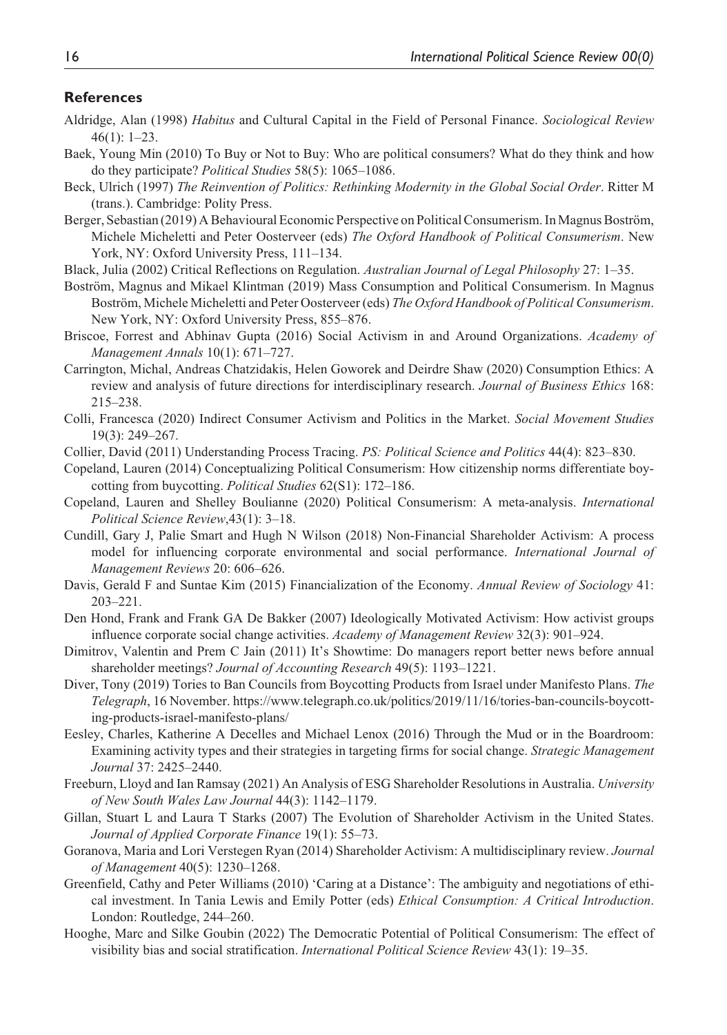## References

Aldridge, Alan (1998) *Habitus* and Cultural Capital in the Field of Personal Finance. *Sociological Review* 46(1): 1–23.

Baek, Young Min (2010) To Buy or Not to Buy: Who are political consumers? What do they think and how do they participate? *Political Studies* 58(5): 1065–1086.

Beck, Ulrich (1997) *The Reinvention of Politics: Rethinking Modernity in the Global Social Order*. Ritter M (trans.). Cambridge: Polity Press.

Berger, Sebastian (2019) A Behavioural Economic Perspective on Political Consumerism. In Magnus Boström, Michele Micheletti and Peter Oosterveer (eds) *The Oxford Handbook of Political Consumerism*. New York, NY: Oxford University Press, 111–134.

Black, Julia (2002) Critical Reflections on Regulation. *Australian Journal of Legal Philosophy* 27: 1–35.

Boström, Magnus and Mikael Klintman (2019) Mass Consumption and Political Consumerism. In Magnus Boström, Michele Micheletti and Peter Oosterveer (eds) *The Oxford Handbook of Political Consumerism*. New York, NY: Oxford University Press, 855–876.

Briscoe, Forrest and Abhinav Gupta (2016) Social Activism in and Around Organizations. *Academy of Management Annals* 10(1): 671–727.

Carrington, Michal, Andreas Chatzidakis, Helen Goworek and Deirdre Shaw (2020) Consumption Ethics: A review and analysis of future directions for interdisciplinary research. *Journal of Business Ethics* 168: 215–238.

Colli, Francesca (2020) Indirect Consumer Activism and Politics in the Market. *Social Movement Studies* 19(3): 249–267.

Collier, David (2011) Understanding Process Tracing. *PS: Political Science and Politics* 44(4): 823–830.

Copeland, Lauren (2014) Conceptualizing Political Consumerism: How citizenship norms differentiate boycotting from buycotting. *Political Studies* 62(S1): 172–186.

Copeland, Lauren and Shelley Boulianne (2020) Political Consumerism: A meta-analysis. *International Political Science Review*,43(1): 3–18.

Cundill, Gary J, Palie Smart and Hugh N Wilson (2018) Non-Financial Shareholder Activism: A process model for influencing corporate environmental and social performance. *International Journal of Management Reviews* 20: 606–626.

Davis, Gerald F and Suntae Kim (2015) Financialization of the Economy. *Annual Review of Sociology* 41: 203–221.

Den Hond, Frank and Frank GA De Bakker (2007) Ideologically Motivated Activism: How activist groups influence corporate social change activities. *Academy of Management Review* 32(3): 901–924.

Dimitrov, Valentin and Prem C Jain (2011) It's Showtime: Do managers report better news before annual shareholder meetings? *Journal of Accounting Research* 49(5): 1193–1221.

Diver, Tony (2019) Tories to Ban Councils from Boycotting Products from Israel under Manifesto Plans. *The Telegraph*, 16 November. https://www.telegraph.co.uk/politics/2019/11/16/tories-ban-councils-boycotting-products-israel-manifesto-plans/

Eesley, Charles, Katherine A Decelles and Michael Lenox (2016) Through the Mud or in the Boardroom: Examining activity types and their strategies in targeting firms for social change. *Strategic Management Journal* 37: 2425–2440.

Freeburn, Lloyd and Ian Ramsay (2021) An Analysis of ESG Shareholder Resolutions in Australia. *University of New South Wales Law Journal* 44(3): 1142–1179.

Gillan, Stuart L and Laura T Starks (2007) The Evolution of Shareholder Activism in the United States. *Journal of Applied Corporate Finance* 19(1): 55–73.

Goranova, Maria and Lori Verstegen Ryan (2014) Shareholder Activism: A multidisciplinary review. *Journal of Management* 40(5): 1230–1268.

Greenfield, Cathy and Peter Williams (2010) 'Caring at a Distance': The ambiguity and negotiations of ethical investment. In Tania Lewis and Emily Potter (eds) *Ethical Consumption: A Critical Introduction*. London: Routledge, 244–260.

Hooghe, Marc and Silke Goubin (2022) The Democratic Potential of Political Consumerism: The effect of visibility bias and social stratification. *International Political Science Review* 43(1): 19–35.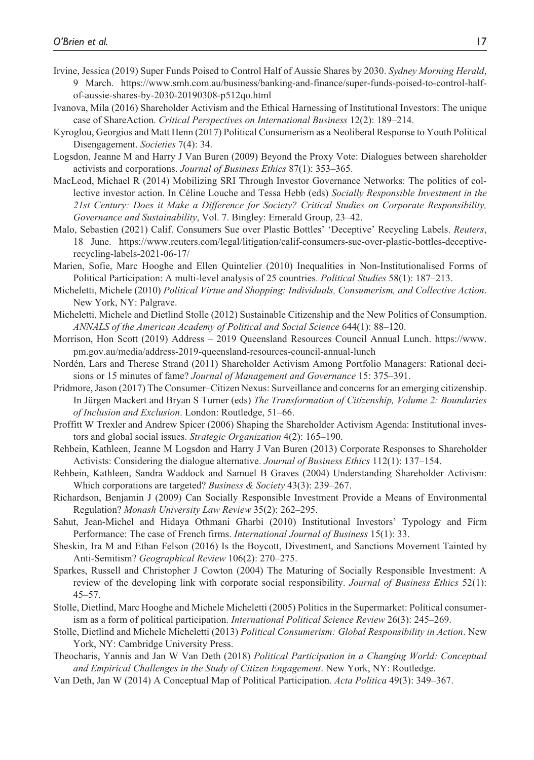Irvine, Jessica (2019) Super Funds Poised to Control Half of Aussie Shares by 2030. *Sydney Morning Herald*, 9 March. https://www.smh.com.au/business/banking-and-finance/super-funds-poised-to-control-half-of-aussie-shares-by-2030-20190308-p512qo.html

Ivanova, Mila (2016) Shareholder Activism and the Ethical Harnessing of Institutional Investors: The unique case of ShareAction. *Critical Perspectives on International Business* 12(2): 189–214.

Kyroglou, Georgios and Matt Henn (2017) Political Consumerism as a Neoliberal Response to Youth Political Disengagement. *Societies* 7(4): 34.

Logsdon, Jeanne M and Harry J Van Buren (2009) Beyond the Proxy Vote: Dialogues between shareholder activists and corporations. *Journal of Business Ethics* 87(1): 353–365.

MacLeod, Michael R (2014) Mobilizing SRI Through Investor Governance Networks: The politics of collective investor action. In Céline Louche and Tessa Hebb (eds) *Socially Responsible Investment in the 21st Century: Does it Make a Difference for Society? Critical Studies on Corporate Responsibility, Governance and Sustainability*, Vol. 7. Bingley: Emerald Group, 23–42.

Malo, Sebastien (2021) Calif. Consumers Sue over Plastic Bottles' 'Deceptive' Recycling Labels. *Reuters*, 18 June. https://www.reuters.com/legal/litigation/calif-consumers-sue-over-plastic-bottles-deceptive-recycling-labels-2021-06-17/

Marien, Sofie, Marc Hooghe and Ellen Quintelier (2010) Inequalities in Non-Institutionalised Forms of Political Participation: A multi-level analysis of 25 countries. *Political Studies* 58(1): 187–213.

Micheletti, Michele (2010) *Political Virtue and Shopping: Individuals, Consumerism, and Collective Action*. New York, NY: Palgrave.

Micheletti, Michele and Dietlind Stolle (2012) Sustainable Citizenship and the New Politics of Consumption. *ANNALS of the American Academy of Political and Social Science* 644(1): 88–120.

Morrison, Hon Scott (2019) Address – 2019 Queensland Resources Council Annual Lunch. https://www.pm.gov.au/media/address-2019-queensland-resources-council-annual-lunch

Nordén, Lars and Therese Strand (2011) Shareholder Activism Among Portfolio Managers: Rational decisions or 15 minutes of fame? *Journal of Management and Governance* 15: 375–391.

Pridmore, Jason (2017) The Consumer–Citizen Nexus: Surveillance and concerns for an emerging citizenship. In Jürgen Mackert and Bryan S Turner (eds) *The Transformation of Citizenship, Volume 2: Boundaries of Inclusion and Exclusion*. London: Routledge, 51–66.

Proffitt W Trexler and Andrew Spicer (2006) Shaping the Shareholder Activism Agenda: Institutional investors and global social issues. *Strategic Organization* 4(2): 165–190.

Rehbein, Kathleen, Jeanne M Logsdon and Harry J Van Buren (2013) Corporate Responses to Shareholder Activists: Considering the dialogue alternative. *Journal of Business Ethics* 112(1): 137–154.

Rehbein, Kathleen, Sandra Waddock and Samuel B Graves (2004) Understanding Shareholder Activism: Which corporations are targeted? *Business & Society* 43(3): 239–267.

Richardson, Benjamin J (2009) Can Socially Responsible Investment Provide a Means of Environmental Regulation? *Monash University Law Review* 35(2): 262–295.

Sahut, Jean-Michel and Hidaya Othmani Gharbi (2010) Institutional Investors' Typology and Firm Performance: The case of French firms. *International Journal of Business* 15(1): 33.

Sheskin, Ira M and Ethan Felson (2016) Is the Boycott, Divestment, and Sanctions Movement Tainted by Anti-Semitism? *Geographical Review* 106(2): 270–275.

Sparkes, Russell and Christopher J Cowton (2004) The Maturing of Socially Responsible Investment: A review of the developing link with corporate social responsibility. *Journal of Business Ethics* 52(1): 45–57.

Stolle, Dietlind, Marc Hooghe and Michele Micheletti (2005) Politics in the Supermarket: Political consumerism as a form of political participation. *International Political Science Review* 26(3): 245–269.

Stolle, Dietlind and Michele Micheletti (2013) *Political Consumerism: Global Responsibility in Action*. New York, NY: Cambridge University Press.

Theocharis, Yannis and Jan W Van Deth (2018) *Political Participation in a Changing World: Conceptual and Empirical Challenges in the Study of Citizen Engagement*. New York, NY: Routledge.

Van Deth, Jan W (2014) A Conceptual Map of Political Participation. *Acta Politica* 49(3): 349–367.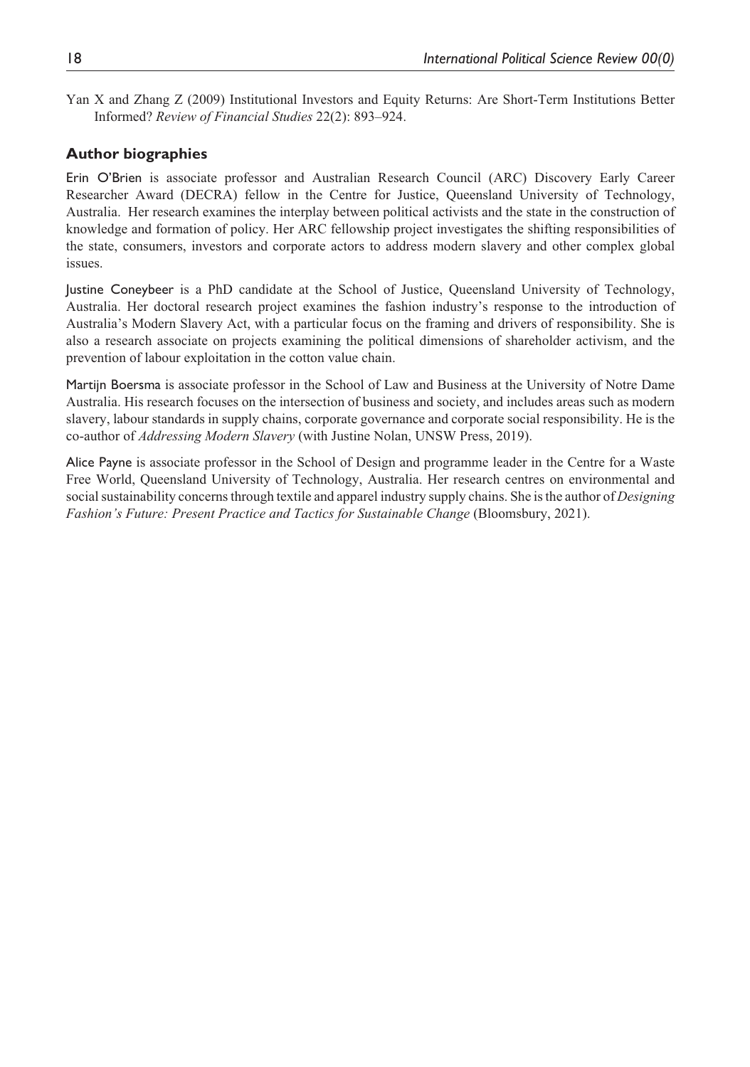Yan X and Zhang Z (2009) Institutional Investors and Equity Returns: Are Short-Term Institutions Better Informed? *Review of Financial Studies* 22(2): 893–924.

## Author biographies

Erin O'Brien is associate professor and Australian Research Council (ARC) Discovery Early Career Researcher Award (DECRA) fellow in the Centre for Justice, Queensland University of Technology, Australia. Her research examines the interplay between political activists and the state in the construction of knowledge and formation of policy. Her ARC fellowship project investigates the shifting responsibilities of the state, consumers, investors and corporate actors to address modern slavery and other complex global issues.

Justine Coneybeer is a PhD candidate at the School of Justice, Queensland University of Technology, Australia. Her doctoral research project examines the fashion industry's response to the introduction of Australia's Modern Slavery Act, with a particular focus on the framing and drivers of responsibility. She is also a research associate on projects examining the political dimensions of shareholder activism, and the prevention of labour exploitation in the cotton value chain.

Martijn Boersma is associate professor in the School of Law and Business at the University of Notre Dame Australia. His research focuses on the intersection of business and society, and includes areas such as modern slavery, labour standards in supply chains, corporate governance and corporate social responsibility. He is the co-author of *Addressing Modern Slavery* (with Justine Nolan, UNSW Press, 2019).

Alice Payne is associate professor in the School of Design and programme leader in the Centre for a Waste Free World, Queensland University of Technology, Australia. Her research centres on environmental and social sustainability concerns through textile and apparel industry supply chains. She is the author of *Designing Fashion's Future: Present Practice and Tactics for Sustainable Change* (Bloomsbury, 2021).